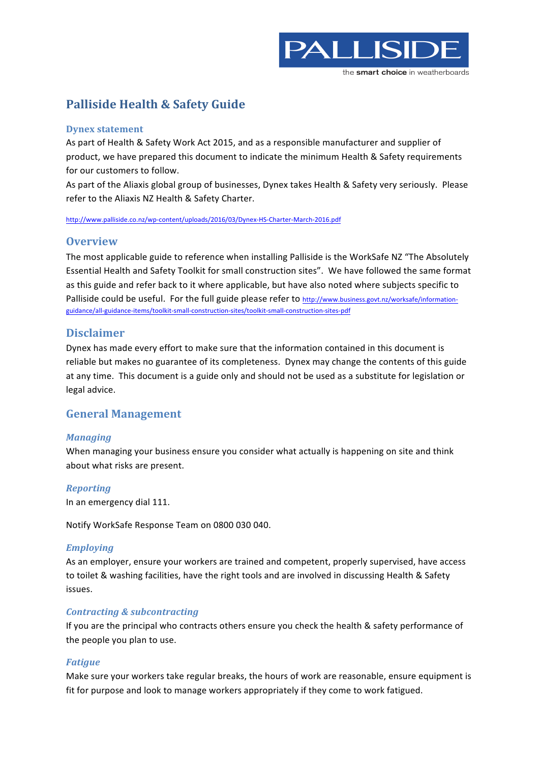PALLISIDE

the **smart choice** in weatherboards

# Palliside Health & Safety Guide

### Dynex statement

As part of Health & Safety Work Act 2015, and as a responsible manufacturer and supplier of product, we have prepared this document to indicate the minimum Health & Safety requirements for our customers to follow.

As part of the Aliaxis global group of businesses, Dynex takes Health & Safety very seriously. Please refer to the Aliaxis NZ Health & Safety Charter.

http://www.palliside.co.nz/wp-content/uploads/2016/03/Dynex-HS-Charter-March-2016.pdf

## Overview

The most applicable guide to reference when installing Palliside is the WorkSafe NZ "The Absolutely Essential Health and Safety Toolkit for small construction sites". We have followed the same format as this guide and refer back to it where applicable, but have also noted where subjects specific to Palliside could be useful. For the full guide please refer to http://www.business.govt.nz/worksafe/information-guidance/all-guidance-items/toolkit-small-construction-sites/toolkit-small-construction-sites-pdf

## Disclaimer

Dynex has made every effort to make sure that the information contained in this document is reliable but makes no guarantee of its completeness. Dynex may change the contents of this guide at any time. This document is a guide only and should not be used as a substitute for legislation or legal advice.

## General Management

### *Managing*

When managing your business ensure you consider what actually is happening on site and think about what risks are present.

### *Reporting*

In an emergency dial 111.

Notify WorkSafe Response Team on 0800 030 040.

### *Employing*

As an employer, ensure your workers are trained and competent, properly supervised, have access to toilet & washing facilities, have the right tools and are involved in discussing Health & Safety issues.

### *Contracting & subcontracting*

If you are the principal who contracts others ensure you check the health & safety performance of the people you plan to use.

### *Fatigue*

Make sure your workers take regular breaks, the hours of work are reasonable, ensure equipment is fit for purpose and look to manage workers appropriately if they come to work fatigued.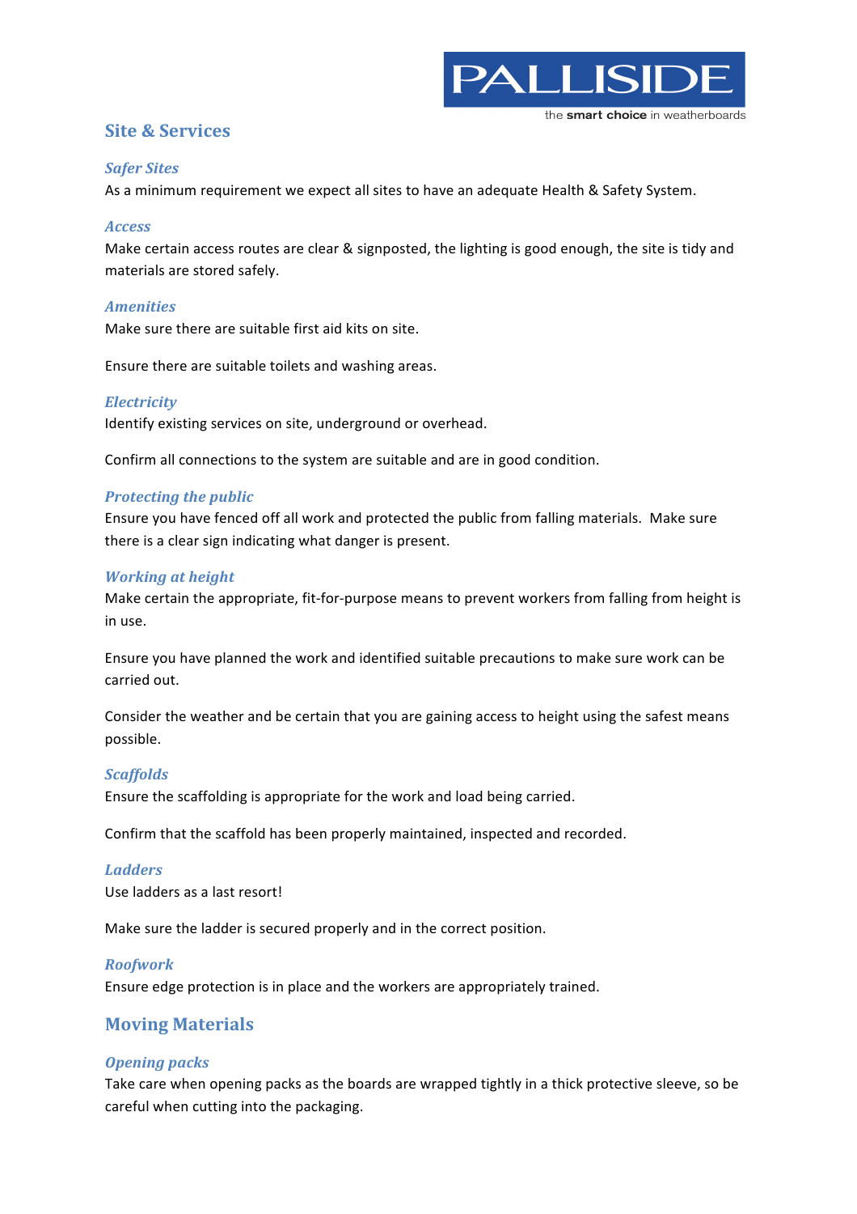## Site & Services

### *Safer Sites*

As a minimum requirement we expect all sites to have an adequate Health & Safety System.

### *Access*

Make certain access routes are clear & signposted, the lighting is good enough, the site is tidy and materials are stored safely.

### *Amenities*

Make sure there are suitable first aid kits on site.

Ensure there are suitable toilets and washing areas.

### *Electricity*

Identify existing services on site, underground or overhead.

Confirm all connections to the system are suitable and are in good condition.

### *Protecting the public*

Ensure you have fenced off all work and protected the public from falling materials. Make sure there is a clear sign indicating what danger is present.

### *Working at height*

Make certain the appropriate, fit-for-purpose means to prevent workers from falling from height is in use.

Ensure you have planned the work and identified suitable precautions to make sure work can be carried out.

Consider the weather and be certain that you are gaining access to height using the safest means possible.

### *Scaffolds*

Ensure the scaffolding is appropriate for the work and load being carried.

Confirm that the scaffold has been properly maintained, inspected and recorded.

### *Ladders*

Use ladders as a last resort!

Make sure the ladder is secured properly and in the correct position.

### *Roofwork*

Ensure edge protection is in place and the workers are appropriately trained.

## Moving Materials

### *Opening packs*

Take care when opening packs as the boards are wrapped tightly in a thick protective sleeve, so be careful when cutting into the packaging.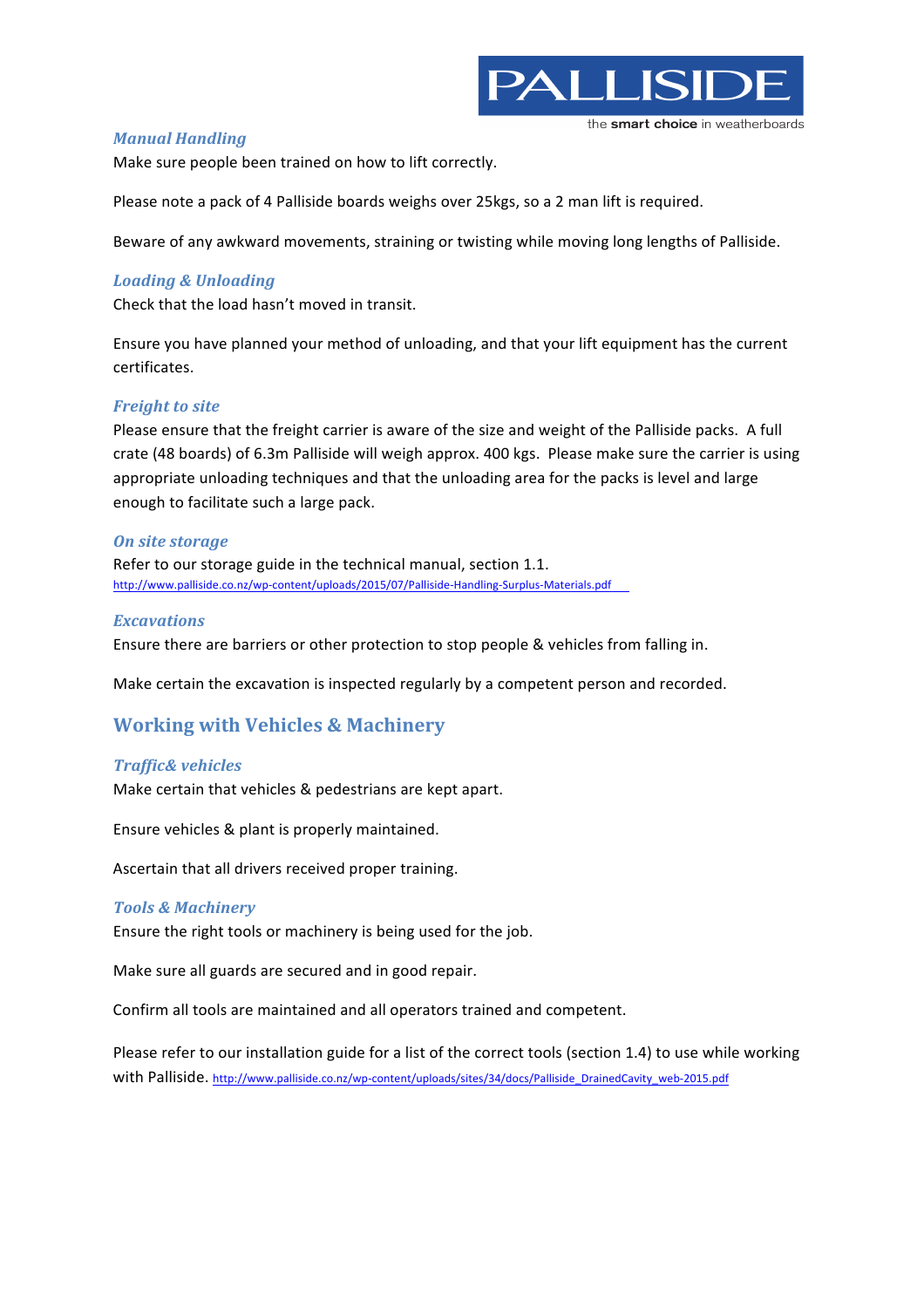### *Manual Handling*

Make sure people been trained on how to lift correctly.

Please note a pack of 4 Palliside boards weighs over 25kgs, so a 2 man lift is required.

Beware of any awkward movements, straining or twisting while moving long lengths of Palliside.

### *Loading & Unloading*

Check that the load hasn't moved in transit.

Ensure you have planned your method of unloading, and that your lift equipment has the current certificates.

### *Freight to site*

Please ensure that the freight carrier is aware of the size and weight of the Palliside packs. A full crate (48 boards) of 6.3m Palliside will weigh approx. 400 kgs. Please make sure the carrier is using appropriate unloading techniques and that the unloading area for the packs is level and large enough to facilitate such a large pack.

### *On site storage*

Refer to our storage guide in the technical manual, section 1.1.
http://www.palliside.co.nz/wp-content/uploads/2015/07/Palliside-Handling-Surplus-Materials.pdf

### *Excavations*

Ensure there are barriers or other protection to stop people & vehicles from falling in.

Make certain the excavation is inspected regularly by a competent person and recorded.

## Working with Vehicles & Machinery

### *Traffic& vehicles*

Make certain that vehicles & pedestrians are kept apart.

Ensure vehicles & plant is properly maintained.

Ascertain that all drivers received proper training.

### *Tools & Machinery*

Ensure the right tools or machinery is being used for the job.

Make sure all guards are secured and in good repair.

Confirm all tools are maintained and all operators trained and competent.

Please refer to our installation guide for a list of the correct tools (section 1.4) to use while working with Palliside. http://www.palliside.co.nz/wp-content/uploads/sites/34/docs/Palliside_DrainedCavity_web-2015.pdf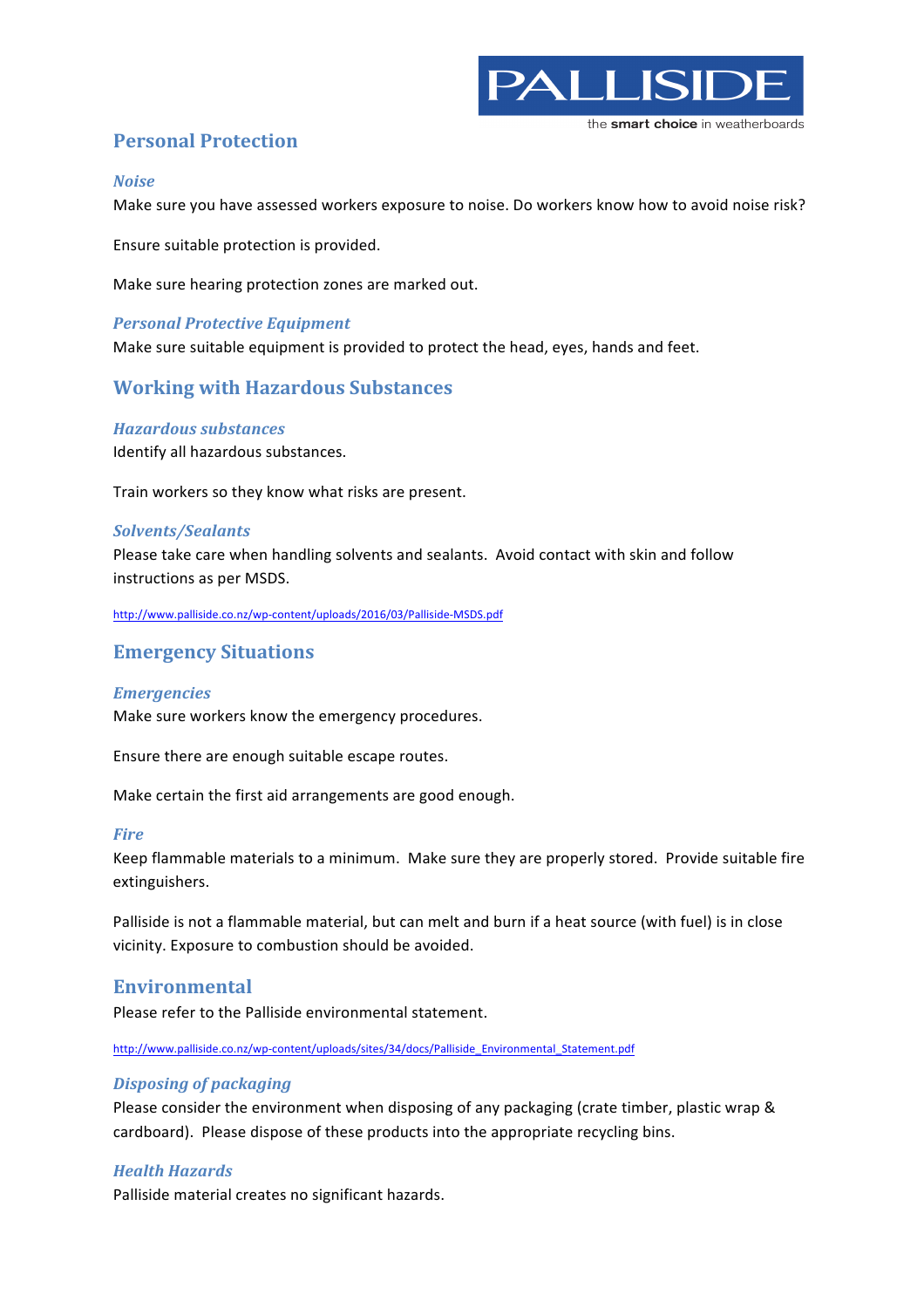## Personal Protection

### *Noise*

Make sure you have assessed workers exposure to noise. Do workers know how to avoid noise risk?

Ensure suitable protection is provided.

Make sure hearing protection zones are marked out.

### *Personal Protective Equipment*

Make sure suitable equipment is provided to protect the head, eyes, hands and feet.

## Working with Hazardous Substances

### *Hazardous substances*

Identify all hazardous substances.

Train workers so they know what risks are present.

### *Solvents/Sealants*

Please take care when handling solvents and sealants. Avoid contact with skin and follow instructions as per MSDS.

http://www.palliside.co.nz/wp-content/uploads/2016/03/Palliside-MSDS.pdf

## Emergency Situations

### *Emergencies*

Make sure workers know the emergency procedures.

Ensure there are enough suitable escape routes.

Make certain the first aid arrangements are good enough.

### *Fire*

Keep flammable materials to a minimum. Make sure they are properly stored. Provide suitable fire extinguishers.

Palliside is not a flammable material, but can melt and burn if a heat source (with fuel) is in close vicinity. Exposure to combustion should be avoided.

## Environmental

Please refer to the Palliside environmental statement.

http://www.palliside.co.nz/wp-content/uploads/sites/34/docs/Palliside_Environmental_Statement.pdf

### *Disposing of packaging*

Please consider the environment when disposing of any packaging (crate timber, plastic wrap & cardboard). Please dispose of these products into the appropriate recycling bins.

### *Health Hazards*

Palliside material creates no significant hazards.